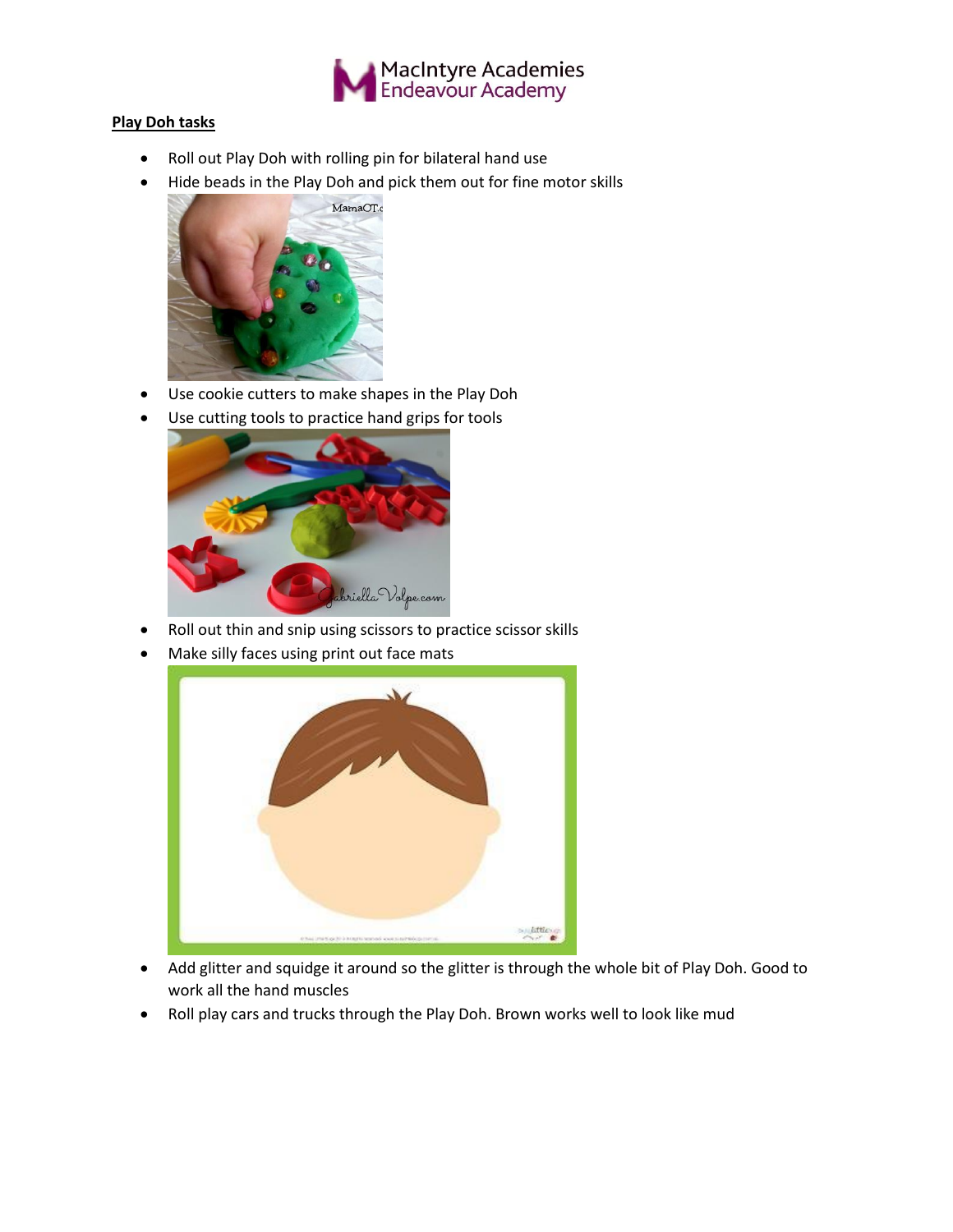MacIntyre Academies
Endeavour Academy

**Play Doh tasks**

- Roll out Play Doh with rolling pin for bilateral hand use
- Hide beads in the Play Doh and pick them out for fine motor skills
- Use cookie cutters to make shapes in the Play Doh
- Use cutting tools to practice hand grips for tools
- Roll out thin and snip using scissors to practice scissor skills
- Make silly faces using print out face mats
- Add glitter and squidge it around so the glitter is through the whole bit of Play Doh. Good to work all the hand muscles
- Roll play cars and trucks through the Play Doh. Brown works well to look like mud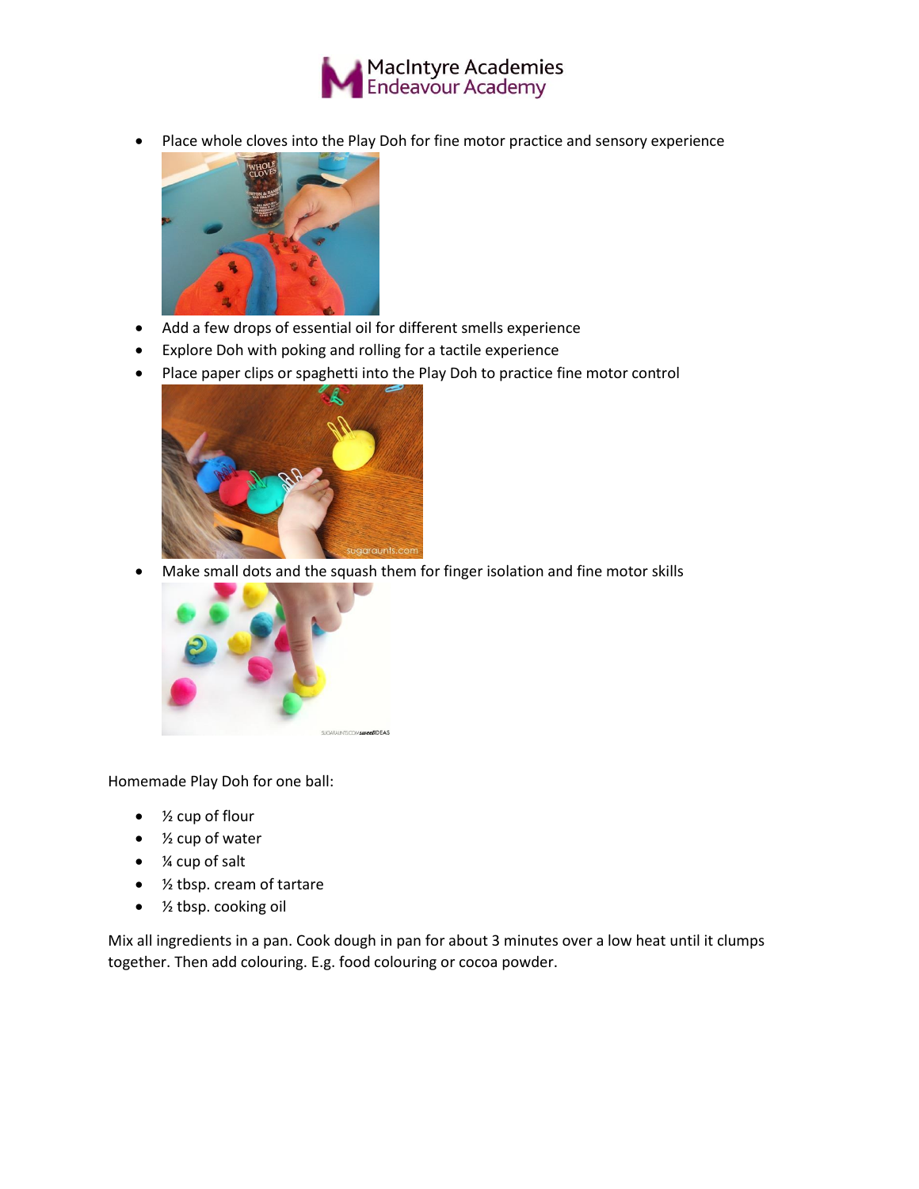- Place whole cloves into the Play Doh for fine motor practice and sensory experience
- Add a few drops of essential oil for different smells experience
- Explore Doh with poking and rolling for a tactile experience
- Place paper clips or spaghetti into the Play Doh to practice fine motor control
- Make small dots and the squash them for finger isolation and fine motor skills

Homemade Play Doh for one ball:

- ½ cup of flour
- ½ cup of water
- ¼ cup of salt
- ½ tbsp. cream of tartare
- ½ tbsp. cooking oil

Mix all ingredients in a pan. Cook dough in pan for about 3 minutes over a low heat until it clumps together. Then add colouring. E.g. food colouring or cocoa powder.